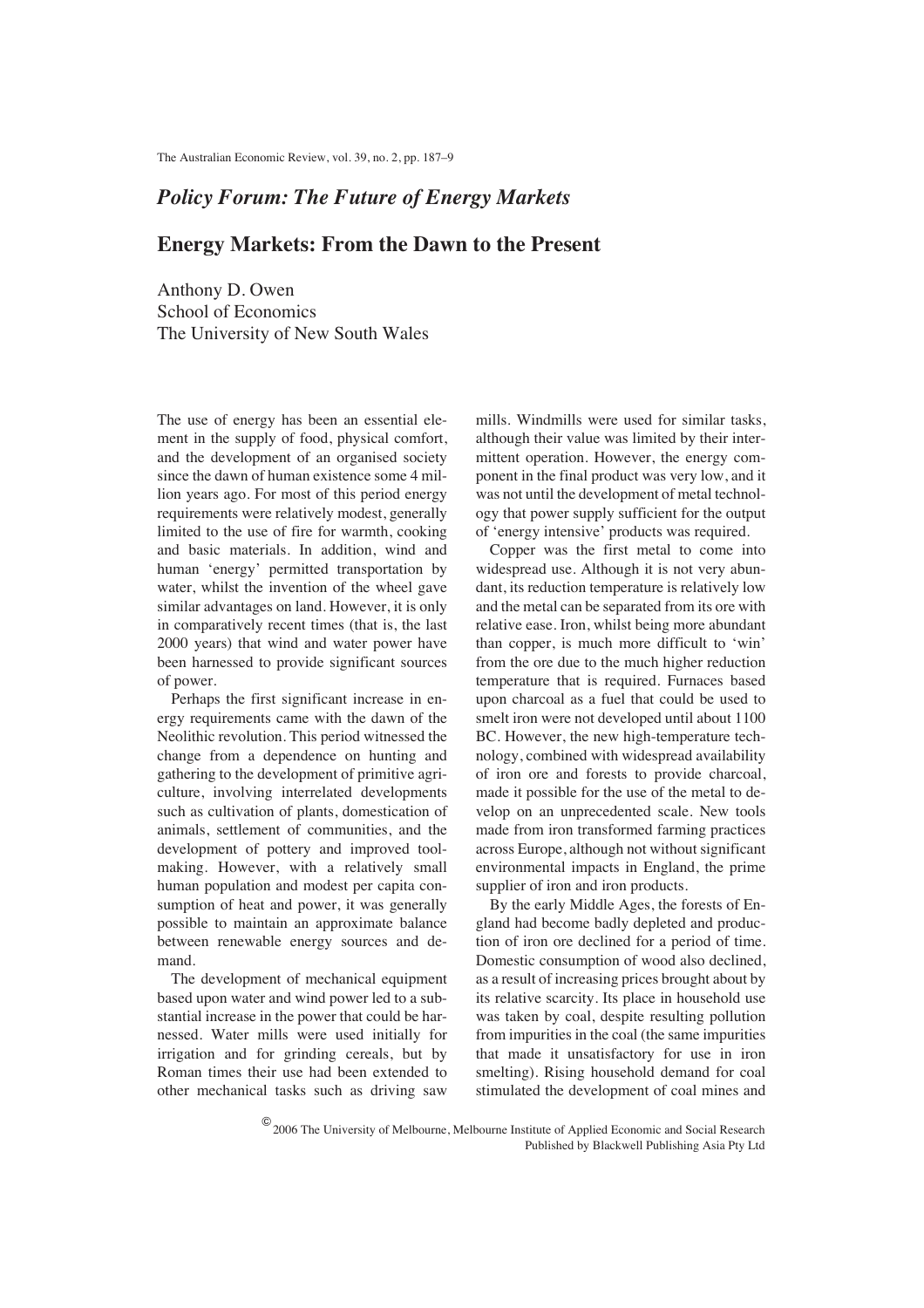*Policy Forum: The Future of Energy Markets*

# Energy Markets: From the Dawn to the Present

Anthony D. Owen
School of Economics
The University of New South Wales

The use of energy has been an essential element in the supply of food, physical comfort, and the development of an organised society since the dawn of human existence some 4 million years ago. For most of this period energy requirements were relatively modest, generally limited to the use of fire for warmth, cooking and basic materials. In addition, wind and human 'energy' permitted transportation by water, whilst the invention of the wheel gave similar advantages on land. However, it is only in comparatively recent times (that is, the last 2000 years) that wind and water power have been harnessed to provide significant sources of power.

Perhaps the first significant increase in energy requirements came with the dawn of the Neolithic revolution. This period witnessed the change from a dependence on hunting and gathering to the development of primitive agriculture, involving interrelated developments such as cultivation of plants, domestication of animals, settlement of communities, and the development of pottery and improved toolmaking. However, with a relatively small human population and modest per capita consumption of heat and power, it was generally possible to maintain an approximate balance between renewable energy sources and demand.

The development of mechanical equipment based upon water and wind power led to a substantial increase in the power that could be harnessed. Water mills were used initially for irrigation and for grinding cereals, but by Roman times their use had been extended to other mechanical tasks such as driving saw mills. Windmills were used for similar tasks, although their value was limited by their intermittent operation. However, the energy component in the final product was very low, and it was not until the development of metal technology that power supply sufficient for the output of 'energy intensive' products was required.

Copper was the first metal to come into widespread use. Although it is not very abundant, its reduction temperature is relatively low and the metal can be separated from its ore with relative ease. Iron, whilst being more abundant than copper, is much more difficult to 'win' from the ore due to the much higher reduction temperature that is required. Furnaces based upon charcoal as a fuel that could be used to smelt iron were not developed until about 1100 BC. However, the new high-temperature technology, combined with widespread availability of iron ore and forests to provide charcoal, made it possible for the use of the metal to develop on an unprecedented scale. New tools made from iron transformed farming practices across Europe, although not without significant environmental impacts in England, the prime supplier of iron and iron products.

By the early Middle Ages, the forests of England had become badly depleted and production of iron ore declined for a period of time. Domestic consumption of wood also declined, as a result of increasing prices brought about by its relative scarcity. Its place in household use was taken by coal, despite resulting pollution from impurities in the coal (the same impurities that made it unsatisfactory for use in iron smelting). Rising household demand for coal stimulated the development of coal mines and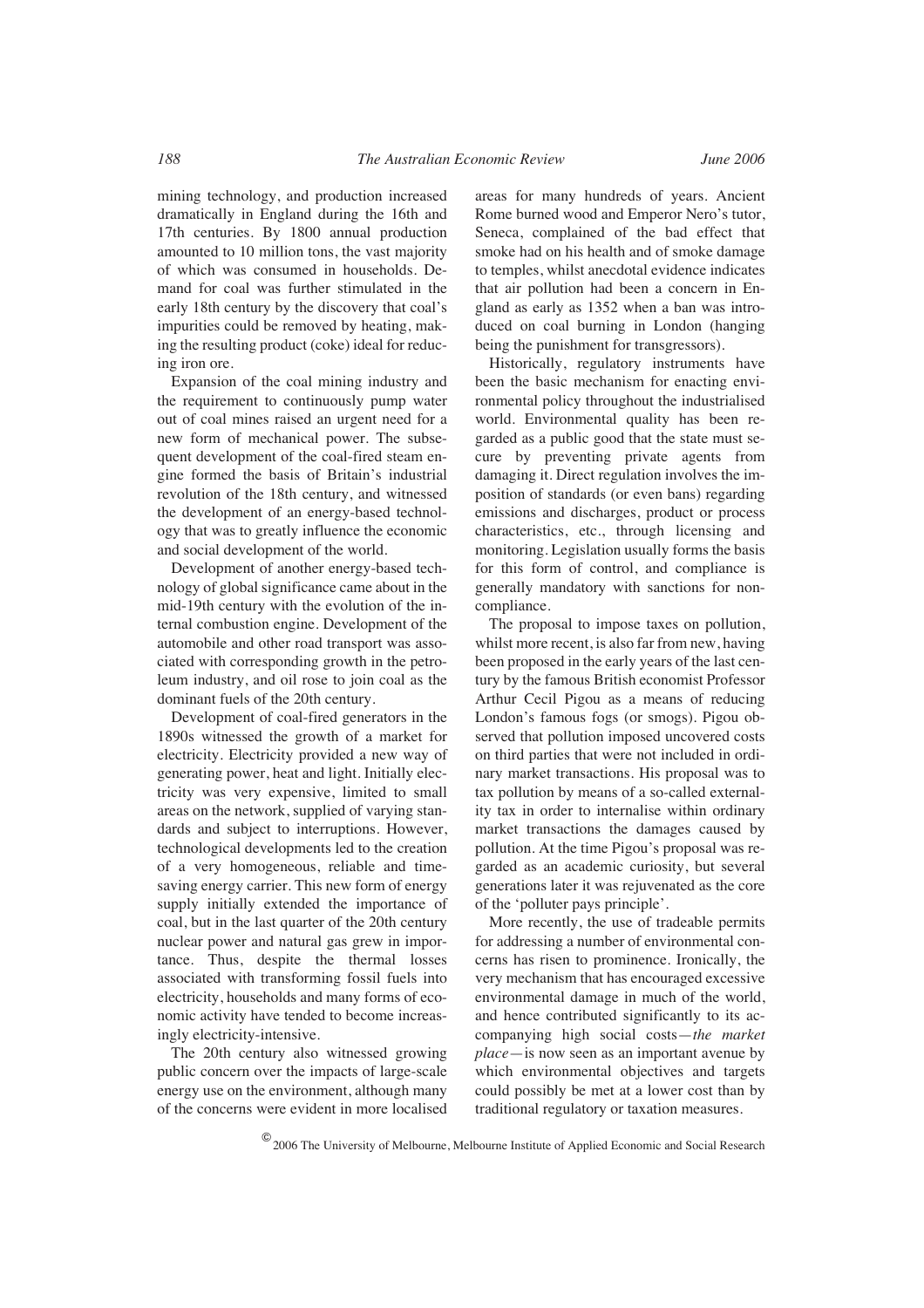mining technology, and production increased dramatically in England during the 16th and 17th centuries. By 1800 annual production amounted to 10 million tons, the vast majority of which was consumed in households. Demand for coal was further stimulated in the early 18th century by the discovery that coal's impurities could be removed by heating, making the resulting product (coke) ideal for reducing iron ore.

Expansion of the coal mining industry and the requirement to continuously pump water out of coal mines raised an urgent need for a new form of mechanical power. The subsequent development of the coal-fired steam engine formed the basis of Britain's industrial revolution of the 18th century, and witnessed the development of an energy-based technology that was to greatly influence the economic and social development of the world.

Development of another energy-based technology of global significance came about in the mid-19th century with the evolution of the internal combustion engine. Development of the automobile and other road transport was associated with corresponding growth in the petroleum industry, and oil rose to join coal as the dominant fuels of the 20th century.

Development of coal-fired generators in the 1890s witnessed the growth of a market for electricity. Electricity provided a new way of generating power, heat and light. Initially electricity was very expensive, limited to small areas on the network, supplied of varying standards and subject to interruptions. However, technological developments led to the creation of a very homogeneous, reliable and time-saving energy carrier. This new form of energy supply initially extended the importance of coal, but in the last quarter of the 20th century nuclear power and natural gas grew in importance. Thus, despite the thermal losses associated with transforming fossil fuels into electricity, households and many forms of economic activity have tended to become increasingly electricity-intensive.

The 20th century also witnessed growing public concern over the impacts of large-scale energy use on the environment, although many of the concerns were evident in more localised areas for many hundreds of years. Ancient Rome burned wood and Emperor Nero's tutor, Seneca, complained of the bad effect that smoke had on his health and of smoke damage to temples, whilst anecdotal evidence indicates that air pollution had been a concern in England as early as 1352 when a ban was introduced on coal burning in London (hanging being the punishment for transgressors).

Historically, regulatory instruments have been the basic mechanism for enacting environmental policy throughout the industrialised world. Environmental quality has been regarded as a public good that the state must secure by preventing private agents from damaging it. Direct regulation involves the imposition of standards (or even bans) regarding emissions and discharges, product or process characteristics, etc., through licensing and monitoring. Legislation usually forms the basis for this form of control, and compliance is generally mandatory with sanctions for non-compliance.

The proposal to impose taxes on pollution, whilst more recent, is also far from new, having been proposed in the early years of the last century by the famous British economist Professor Arthur Cecil Pigou as a means of reducing London's famous fogs (or smogs). Pigou observed that pollution imposed uncovered costs on third parties that were not included in ordinary market transactions. His proposal was to tax pollution by means of a so-called externality tax in order to internalise within ordinary market transactions the damages caused by pollution. At the time Pigou's proposal was regarded as an academic curiosity, but several generations later it was rejuvenated as the core of the 'polluter pays principle'.

More recently, the use of tradeable permits for addressing a number of environmental concerns has risen to prominence. Ironically, the very mechanism that has encouraged excessive environmental damage in much of the world, and hence contributed significantly to its accompanying high social costs—*the market place*—is now seen as an important avenue by which environmental objectives and targets could possibly be met at a lower cost than by traditional regulatory or taxation measures.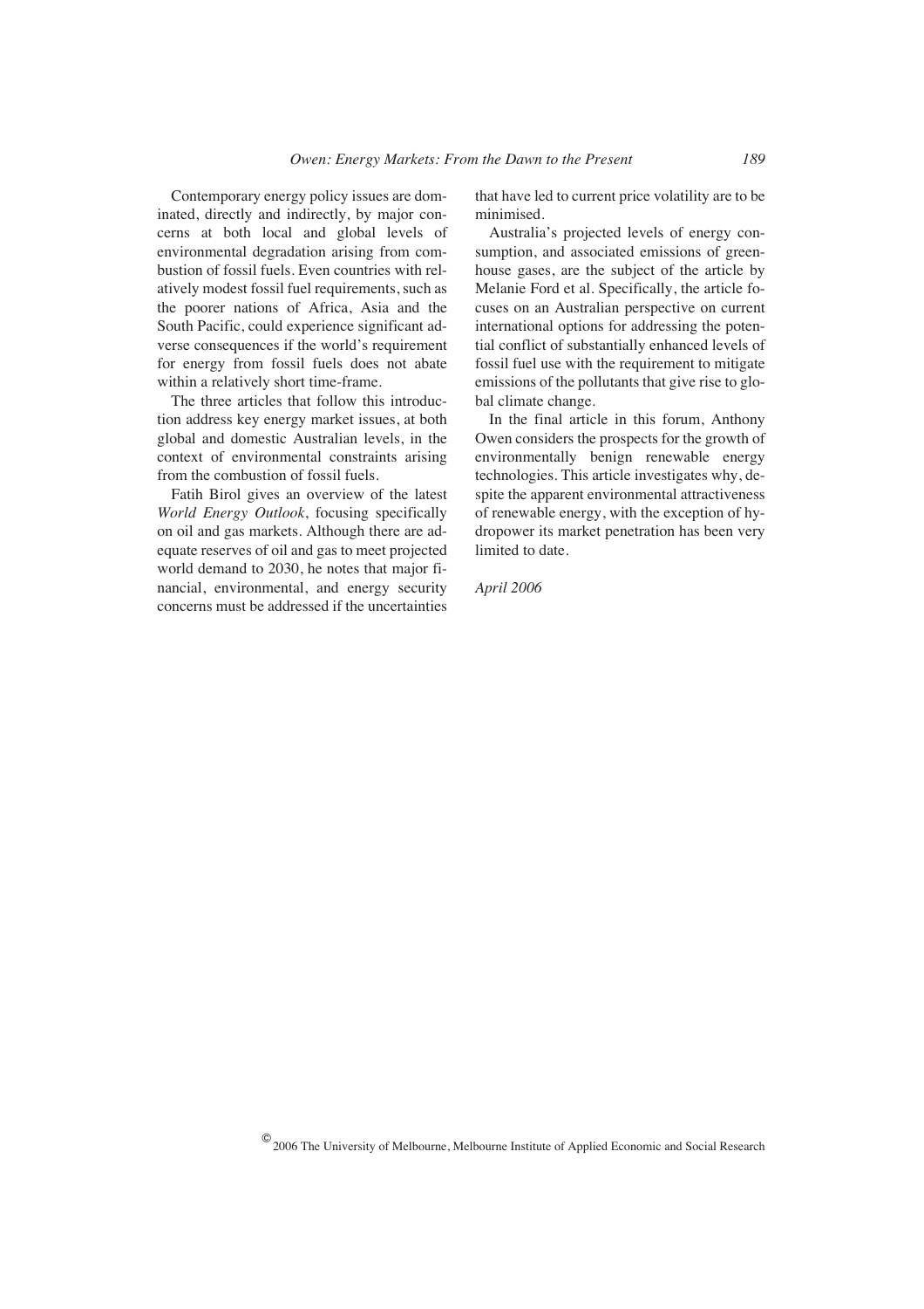Contemporary energy policy issues are dominated, directly and indirectly, by major concerns at both local and global levels of environmental degradation arising from combustion of fossil fuels. Even countries with relatively modest fossil fuel requirements, such as the poorer nations of Africa, Asia and the South Pacific, could experience significant adverse consequences if the world's requirement for energy from fossil fuels does not abate within a relatively short time-frame.

The three articles that follow this introduction address key energy market issues, at both global and domestic Australian levels, in the context of environmental constraints arising from the combustion of fossil fuels.

Fatih Birol gives an overview of the latest *World Energy Outlook*, focusing specifically on oil and gas markets. Although there are adequate reserves of oil and gas to meet projected world demand to 2030, he notes that major financial, environmental, and energy security concerns must be addressed if the uncertainties that have led to current price volatility are to be minimised.

Australia's projected levels of energy consumption, and associated emissions of greenhouse gases, are the subject of the article by Melanie Ford et al. Specifically, the article focuses on an Australian perspective on current international options for addressing the potential conflict of substantially enhanced levels of fossil fuel use with the requirement to mitigate emissions of the pollutants that give rise to global climate change.

In the final article in this forum, Anthony Owen considers the prospects for the growth of environmentally benign renewable energy technologies. This article investigates why, despite the apparent environmental attractiveness of renewable energy, with the exception of hydropower its market penetration has been very limited to date.

*April 2006*

© 2006 The University of Melbourne, Melbourne Institute of Applied Economic and Social Research